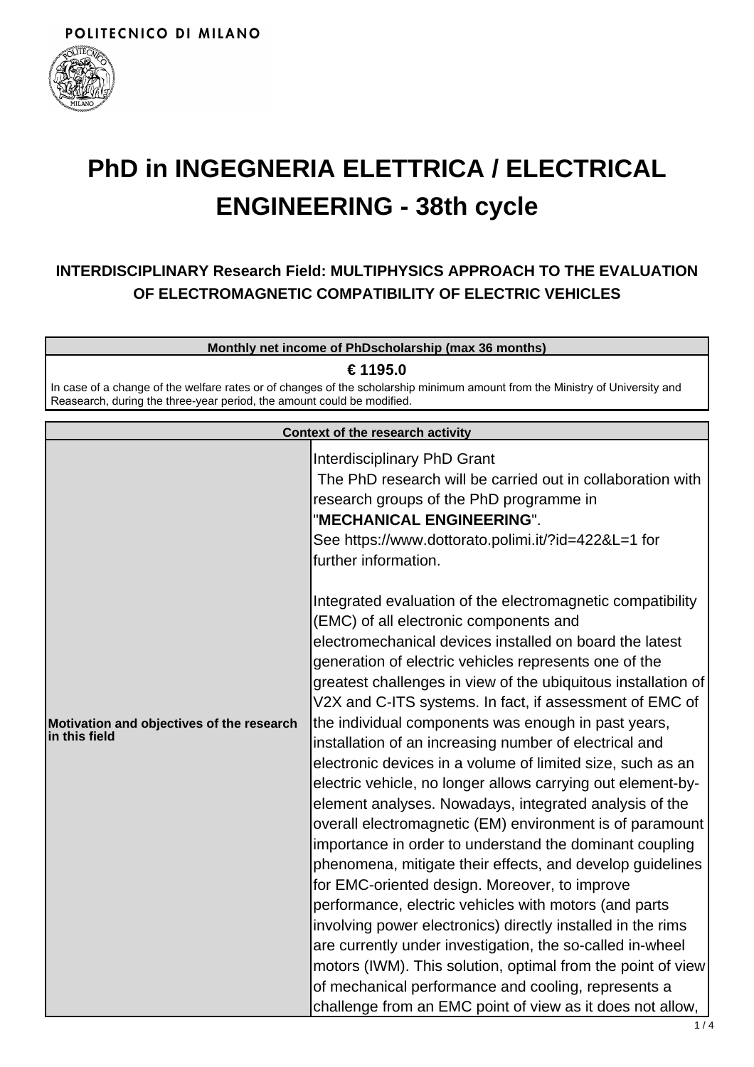POLITECNICO DI MILANO

# PhD in INGEGNERIA ELETTRICA / ELECTRICAL ENGINEERING - 38th cycle

## INTERDISCIPLINARY Research Field: MULTIPHYSICS APPROACH TO THE EVALUATION OF ELECTROMAGNETIC COMPATIBILITY OF ELECTRIC VEHICLES

| Monthly net income of PhDscholarship (max 36 months) |
|---|
| **€ 1195.0** |
| In case of a change of the welfare rates or of changes of the scholarship minimum amount from the Ministry of University and Reasearch, during the three-year period, the amount could be modified. |

| Context of the research activity | |
|---|---|
| **Motivation and objectives of the research in this field** | Interdisciplinary PhD Grant<br>The PhD research will be carried out in collaboration with research groups of the PhD programme in "**MECHANICAL ENGINEERING**".<br>See https://www.dottorato.polimi.it/?id=422&L=1 for further information.<br><br>Integrated evaluation of the electromagnetic compatibility (EMC) of all electronic components and electromechanical devices installed on board the latest generation of electric vehicles represents one of the greatest challenges in view of the ubiquitous installation of V2X and C-ITS systems. In fact, if assessment of EMC of the individual components was enough in past years, installation of an increasing number of electrical and electronic devices in a volume of limited size, such as an electric vehicle, no longer allows carrying out element-by-element analyses. Nowadays, integrated analysis of the overall electromagnetic (EM) environment is of paramount importance in order to understand the dominant coupling phenomena, mitigate their effects, and develop guidelines for EMC-oriented design. Moreover, to improve performance, electric vehicles with motors (and parts involving power electronics) directly installed in the rims are currently under investigation, the so-called in-wheel motors (IWM). This solution, optimal from the point of view of mechanical performance and cooling, represents a challenge from an EMC point of view as it does not allow, |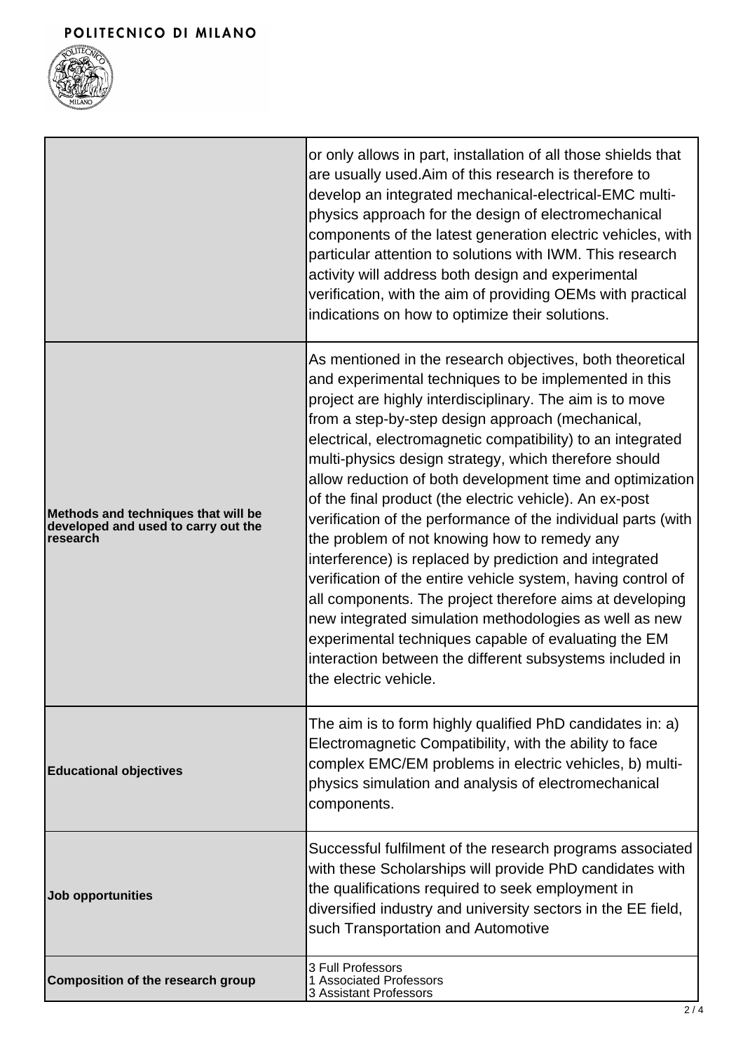| | |
|---|---|
| | or only allows in part, installation of all those shields that are usually used.Aim of this research is therefore to develop an integrated mechanical-electrical-EMC multi-physics approach for the design of electromechanical components of the latest generation electric vehicles, with particular attention to solutions with IWM. This research activity will address both design and experimental verification, with the aim of providing OEMs with practical indications on how to optimize their solutions. |
| **Methods and techniques that will be developed and used to carry out the research** | As mentioned in the research objectives, both theoretical and experimental techniques to be implemented in this project are highly interdisciplinary. The aim is to move from a step-by-step design approach (mechanical, electrical, electromagnetic compatibility) to an integrated multi-physics design strategy, which therefore should allow reduction of both development time and optimization of the final product (the electric vehicle). An ex-post verification of the performance of the individual parts (with the problem of not knowing how to remedy any interference) is replaced by prediction and integrated verification of the entire vehicle system, having control of all components. The project therefore aims at developing new integrated simulation methodologies as well as new experimental techniques capable of evaluating the EM interaction between the different subsystems included in the electric vehicle. |
| **Educational objectives** | The aim is to form highly qualified PhD candidates in: a) Electromagnetic Compatibility, with the ability to face complex EMC/EM problems in electric vehicles, b) multi-physics simulation and analysis of electromechanical components. |
| **Job opportunities** | Successful fulfilment of the research programs associated with these Scholarships will provide PhD candidates with the qualifications required to seek employment in diversified industry and university sectors in the EE field, such Transportation and Automotive |
| **Composition of the research group** | 3 Full Professors<br>1 Associated Professors<br>3 Assistant Professors |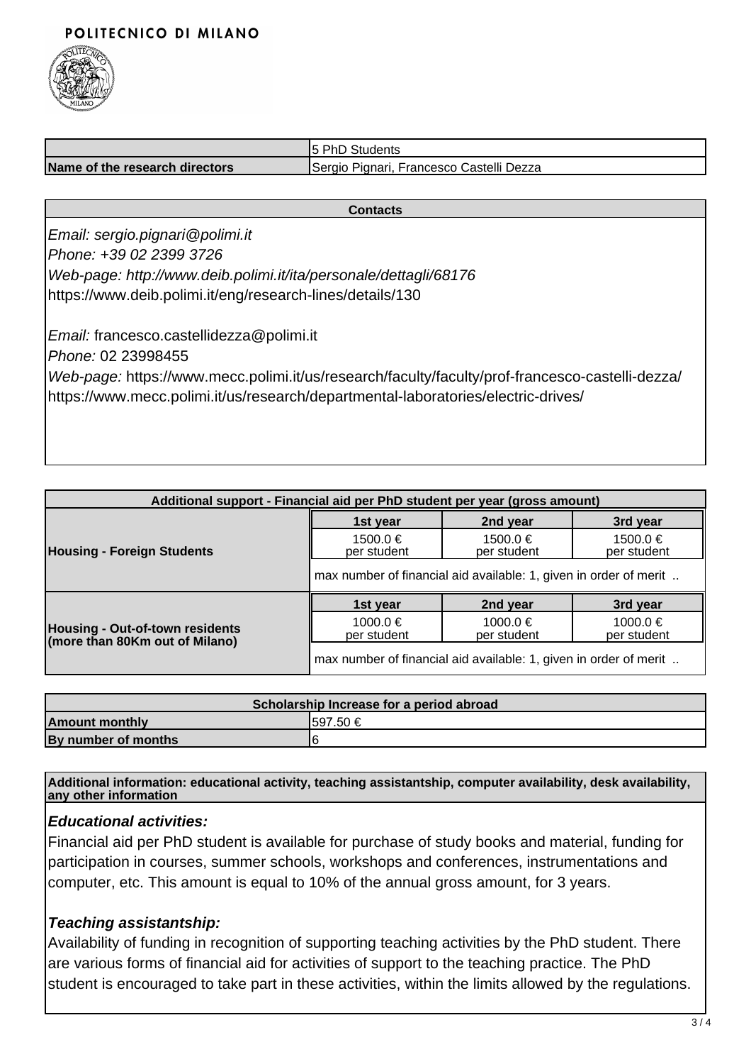| | 5 PhD Students |
| --- | --- |
| **Name of the research directors** | Sergio Pignari, Francesco Castelli Dezza |

| **Contacts** |
| --- |
| *Email: sergio.pignari@polimi.it*<br>*Phone: +39 02 2399 3726*<br>*Web-page: http://www.deib.polimi.it/ita/personale/dettagli/68176*<br>https://www.deib.polimi.it/eng/research-lines/details/130<br><br>*Email:* francesco.castellidezza@polimi.it<br>*Phone:* 02 23998455<br>*Web-page:* https://www.mecc.polimi.it/us/research/faculty/faculty/prof-francesco-castelli-dezza/<br>https://www.mecc.polimi.it/us/research/departmental-laboratories/electric-drives/ |

| **Additional support - Financial aid per PhD student per year (gross amount)** | | | |
| --- | --- | --- | --- |
| | **1st year** | **2nd year** | **3rd year** |
| **Housing - Foreign Students** | 1500.0 € per student | 1500.0 € per student | 1500.0 € per student |
| | max number of financial aid available: 1, given in order of merit .. | | |
| | **1st year** | **2nd year** | **3rd year** |
| **Housing - Out-of-town residents (more than 80Km out of Milano)** | 1000.0 € per student | 1000.0 € per student | 1000.0 € per student |
| | max number of financial aid available: 1, given in order of merit .. | | |

| **Scholarship Increase for a period abroad** | |
| --- | --- |
| **Amount monthly** | 597.50 € |
| **By number of months** | 6 |

**Additional information: educational activity, teaching assistantship, computer availability, desk availability, any other information**

### *Educational activities:*

Financial aid per PhD student is available for purchase of study books and material, funding for participation in courses, summer schools, workshops and conferences, instrumentations and computer, etc. This amount is equal to 10% of the annual gross amount, for 3 years.

### *Teaching assistantship:*

Availability of funding in recognition of supporting teaching activities by the PhD student. There are various forms of financial aid for activities of support to the teaching practice. The PhD student is encouraged to take part in these activities, within the limits allowed by the regulations.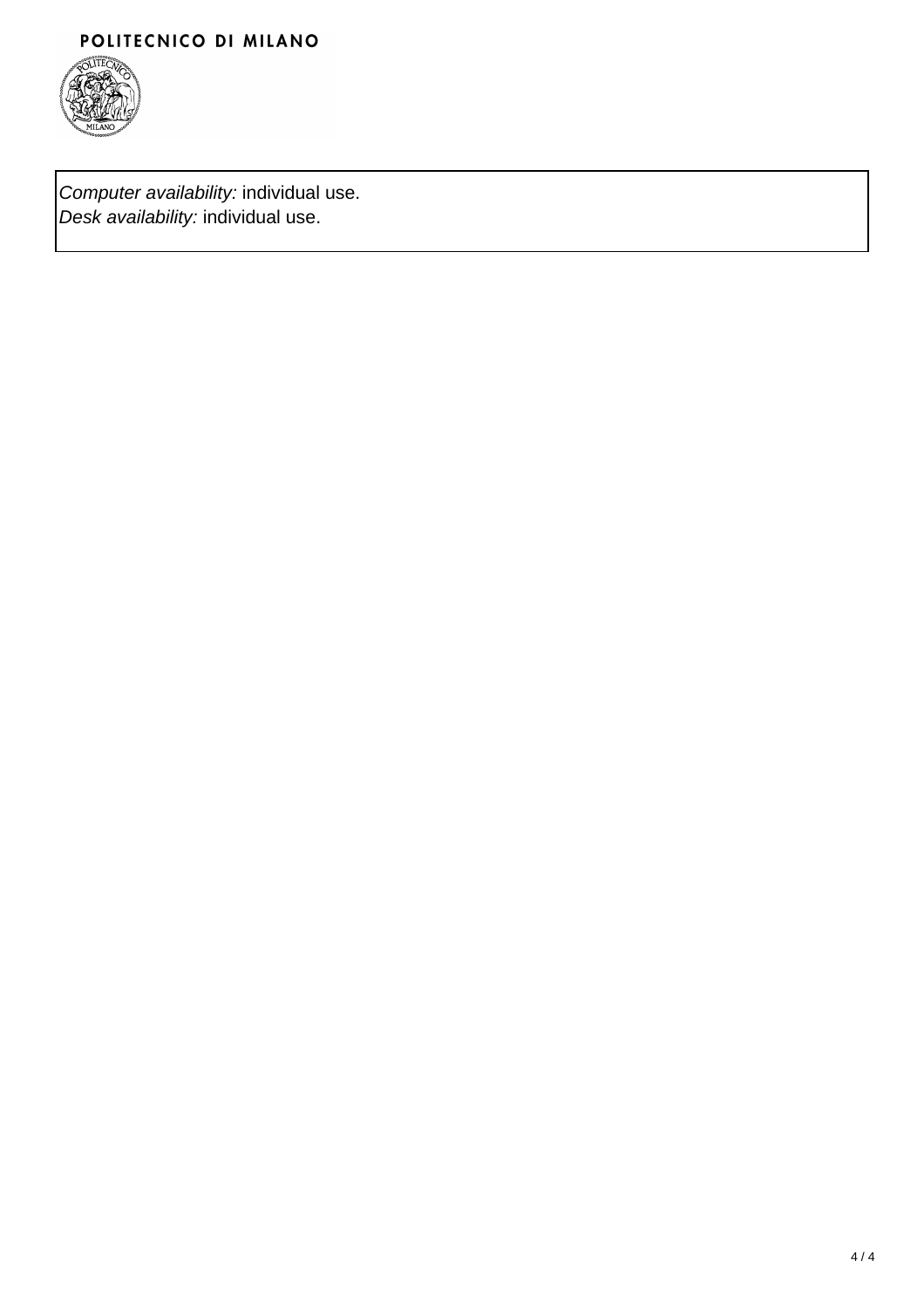*Computer availability:* individual use.
*Desk availability:* individual use.